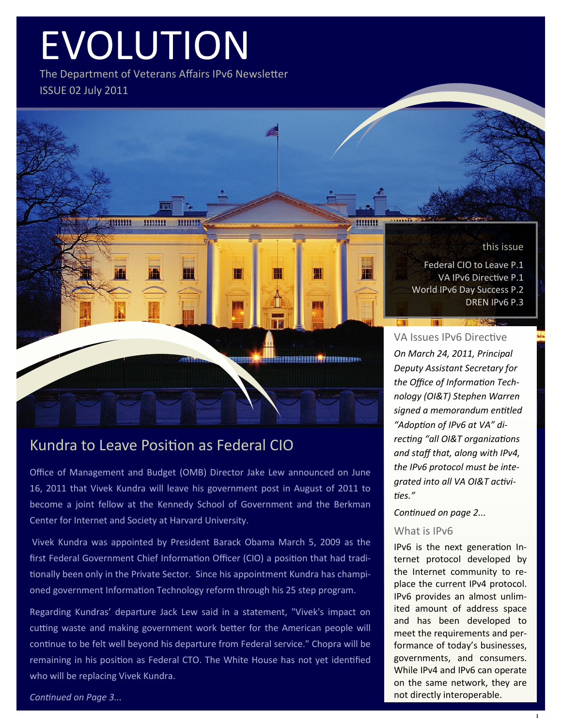# EVOLUTION

The Department of Veterans Affairs IPv6 Newsletter

ISSUE 02 July 2011

**this issue**

Federal CIO to Leave P.1

VA IPv6 Directive P.1

World IPv6 Day Success P.2

DREN IPv6 P.3

## Kundra to Leave Position as Federal CIO

Office of Management and Budget (OMB) Director Jake Lew announced on June 16, 2011 that Vivek Kundra will leave his government post in August of 2011 to become a joint fellow at the Kennedy School of Government and the Berkman Center for Internet and Society at Harvard University.

Vivek Kundra was appointed by President Barack Obama March 5, 2009 as the first Federal Government Chief Information Officer (CIO) a position that had traditionally been only in the Private Sector. Since his appointment Kundra has championed government Information Technology reform through his 25 step program.

Regarding Kundras' departure Jack Lew said in a statement, "Vivek's impact on cutting waste and making government work better for the American people will continue to be felt well beyond his departure from Federal service." Chopra will be remaining in his position as Federal CTO. The White House has not yet identified who will be replacing Vivek Kundra.

*Continued on Page 3...*

## VA Issues IPv6 Directive

*On March 24, 2011, Principal Deputy Assistant Secretary for the Office of Information Technology (OI&T) Stephen Warren signed a memorandum entitled "Adoption of IPv6 at VA" directing "all OI&T organizations and staff that, along with IPv4, the IPv6 protocol must be integrated into all VA OI&T activities."*

*Continued on page 2...*

## What is IPv6

IPv6 is the next generation Internet protocol developed by the Internet community to replace the current IPv4 protocol. IPv6 provides an almost unlimited amount of address space and has been developed to meet the requirements and performance of today's businesses, governments, and consumers. While IPv4 and IPv6 can operate on the same network, they are not directly interoperable.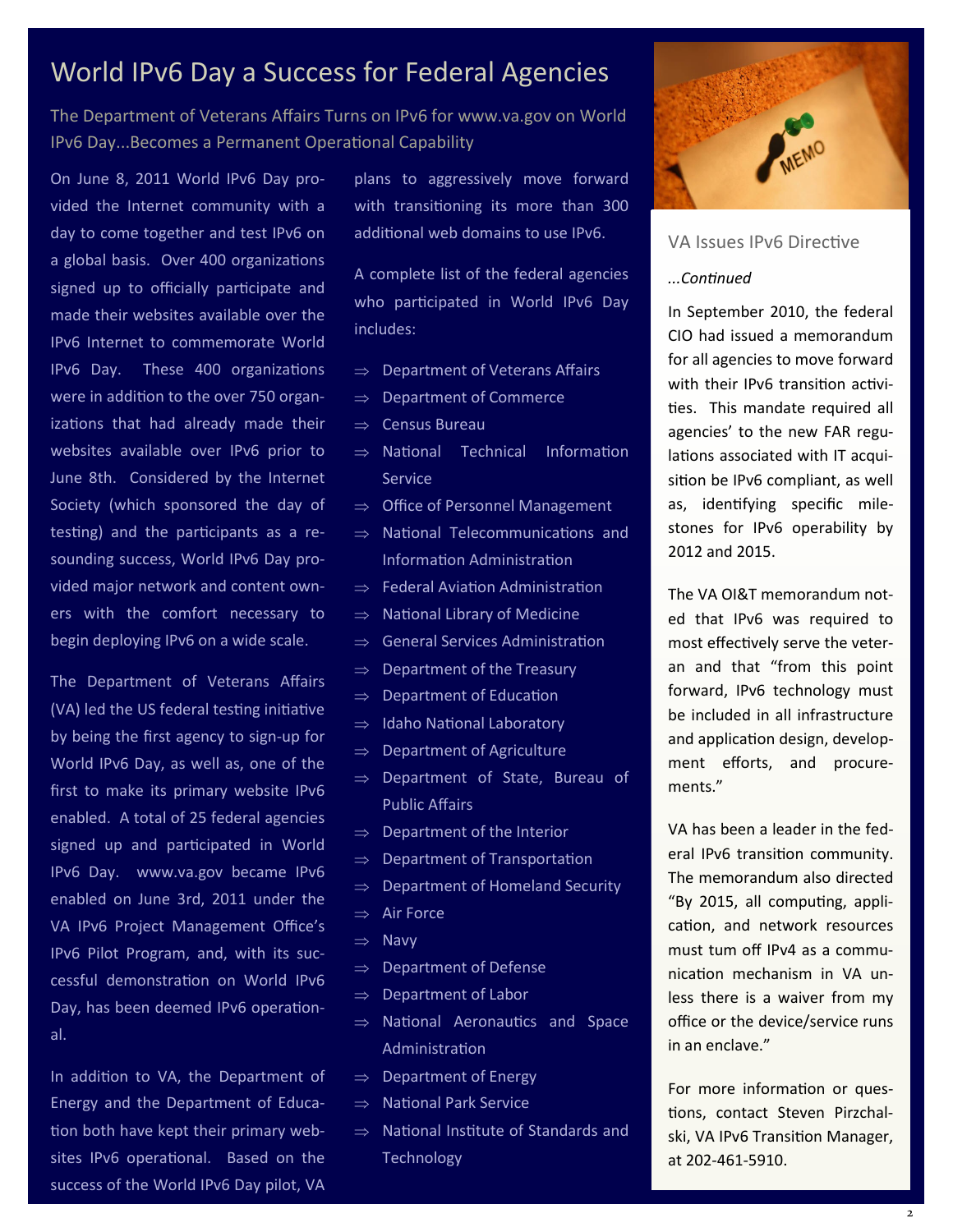# World IPv6 Day a Success for Federal Agencies

## The Department of Veterans Affairs Turns on IPv6 for www.va.gov on World IPv6 Day...Becomes a Permanent Operational Capability

On June 8, 2011 World IPv6 Day provided the Internet community with a day to come together and test IPv6 on a global basis. Over 400 organizations signed up to officially participate and made their websites available over the IPv6 Internet to commemorate World IPv6 Day. These 400 organizations were in addition to the over 750 organizations that had already made their websites available over IPv6 prior to June 8th. Considered by the Internet Society (which sponsored the day of testing) and the participants as a resounding success, World IPv6 Day provided major network and content owners with the comfort necessary to begin deploying IPv6 on a wide scale.

The Department of Veterans Affairs (VA) led the US federal testing initiative by being the first agency to sign-up for World IPv6 Day, as well as, one of the first to make its primary website IPv6 enabled. A total of 25 federal agencies signed up and participated in World IPv6 Day. www.va.gov became IPv6 enabled on June 3rd, 2011 under the VA IPv6 Project Management Office's IPv6 Pilot Program, and, with its successful demonstration on World IPv6 Day, has been deemed IPv6 operational.

In addition to VA, the Department of Energy and the Department of Education both have kept their primary websites IPv6 operational. Based on the success of the World IPv6 Day pilot, VA plans to aggressively move forward with transitioning its more than 300 additional web domains to use IPv6.

A complete list of the federal agencies who participated in World IPv6 Day includes:

- Department of Veterans Affairs
- Department of Commerce
- Census Bureau
- National Technical Information Service
- Office of Personnel Management
- National Telecommunications and Information Administration
- Federal Aviation Administration
- National Library of Medicine
- General Services Administration
- Department of the Treasury
- Department of Education
- Idaho National Laboratory
- Department of Agriculture
- Department of State, Bureau of Public Affairs
- Department of the Interior
- Department of Transportation
- Department of Homeland Security
- Air Force
- Navy
- Department of Defense
- Department of Labor
- National Aeronautics and Space Administration
- Department of Energy
- National Park Service
- National Institute of Standards and Technology

## VA Issues IPv6 Directive

*...Continued*

In September 2010, the federal CIO had issued a memorandum for all agencies to move forward with their IPv6 transition activities. This mandate required all agencies' to the new FAR regulations associated with IT acquisition be IPv6 compliant, as well as, identifying specific milestones for IPv6 operability by 2012 and 2015.

The VA OI&T memorandum noted that IPv6 was required to most effectively serve the veteran and that "from this point forward, IPv6 technology must be included in all infrastructure and application design, development efforts, and procurements."

VA has been a leader in the federal IPv6 transition community. The memorandum also directed "By 2015, all computing, application, and network resources must tum off IPv4 as a communication mechanism in VA unless there is a waiver from my office or the device/service runs in an enclave."

For more information or questions, contact Steven Pirzchalski, VA IPv6 Transition Manager, at 202-461-5910.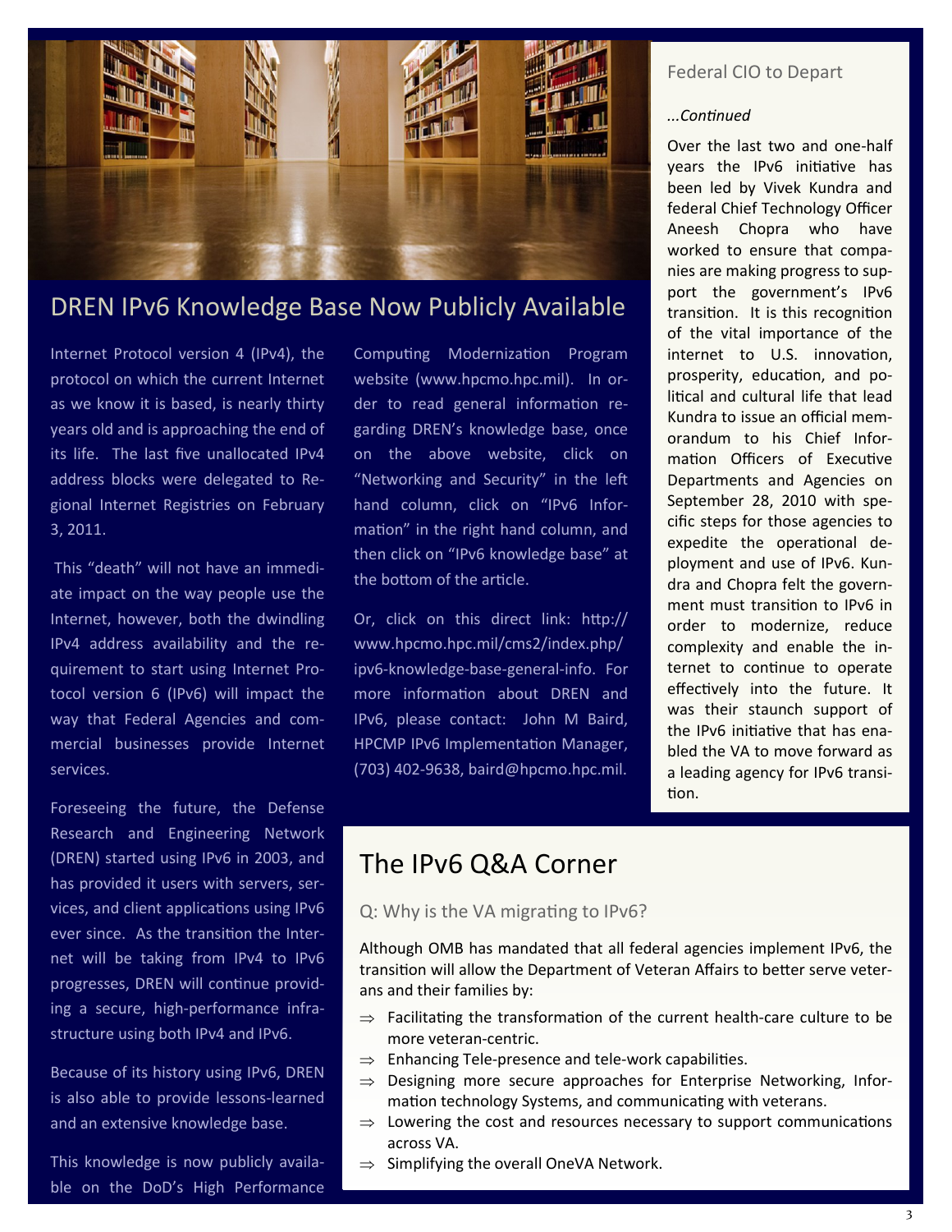## DREN IPv6 Knowledge Base Now Publicly Available

Internet Protocol version 4 (IPv4), the protocol on which the current Internet as we know it is based, is nearly thirty years old and is approaching the end of its life. The last five unallocated IPv4 address blocks were delegated to Regional Internet Registries on February 3, 2011.

This "death" will not have an immediate impact on the way people use the Internet, however, both the dwindling IPv4 address availability and the requirement to start using Internet Protocol version 6 (IPv6) will impact the way that Federal Agencies and commercial businesses provide Internet services.

Foreseeing the future, the Defense Research and Engineering Network (DREN) started using IPv6 in 2003, and has provided it users with servers, services, and client applications using IPv6 ever since. As the transition the Internet will be taking from IPv4 to IPv6 progresses, DREN will continue providing a secure, high-performance infrastructure using both IPv4 and IPv6.

Because of its history using IPv6, DREN is also able to provide lessons-learned and an extensive knowledge base.

This knowledge is now publicly available on the DoD's High Performance Computing Modernization Program website (www.hpcmo.hpc.mil). In order to read general information regarding DREN's knowledge base, once on the above website, click on "Networking and Security" in the left hand column, click on "IPv6 Information" in the right hand column, and then click on "IPv6 knowledge base" at the bottom of the article.

Or, click on this direct link: http://www.hpcmo.hpc.mil/cms2/index.php/ipv6-knowledge-base-general-info. For more information about DREN and IPv6, please contact: John M Baird, HPCMP IPv6 Implementation Manager, (703) 402-9638, baird@hpcmo.hpc.mil.

### Federal CIO to Depart

*...Continued*

Over the last two and one-half years the IPv6 initiative has been led by Vivek Kundra and federal Chief Technology Officer Aneesh Chopra who have worked to ensure that companies are making progress to support the government's IPv6 transition. It is this recognition of the vital importance of the internet to U.S. innovation, prosperity, education, and political and cultural life that lead Kundra to issue an official memorandum to his Chief Information Officers of Executive Departments and Agencies on September 28, 2010 with specific steps for those agencies to expedite the operational deployment and use of IPv6. Kundra and Chopra felt the government must transition to IPv6 in order to modernize, reduce complexity and enable the internet to continue to operate effectively into the future. It was their staunch support of the IPv6 initiative that has enabled the VA to move forward as a leading agency for IPv6 transition.

## The IPv6 Q&A Corner

### Q: Why is the VA migrating to IPv6?

Although OMB has mandated that all federal agencies implement IPv6, the transition will allow the Department of Veteran Affairs to better serve veterans and their families by:

- ⇒ Facilitating the transformation of the current health-care culture to be more veteran-centric.
- ⇒ Enhancing Tele-presence and tele-work capabilities.
- ⇒ Designing more secure approaches for Enterprise Networking, Information technology Systems, and communicating with veterans.
- ⇒ Lowering the cost and resources necessary to support communications across VA.
- ⇒ Simplifying the overall OneVA Network.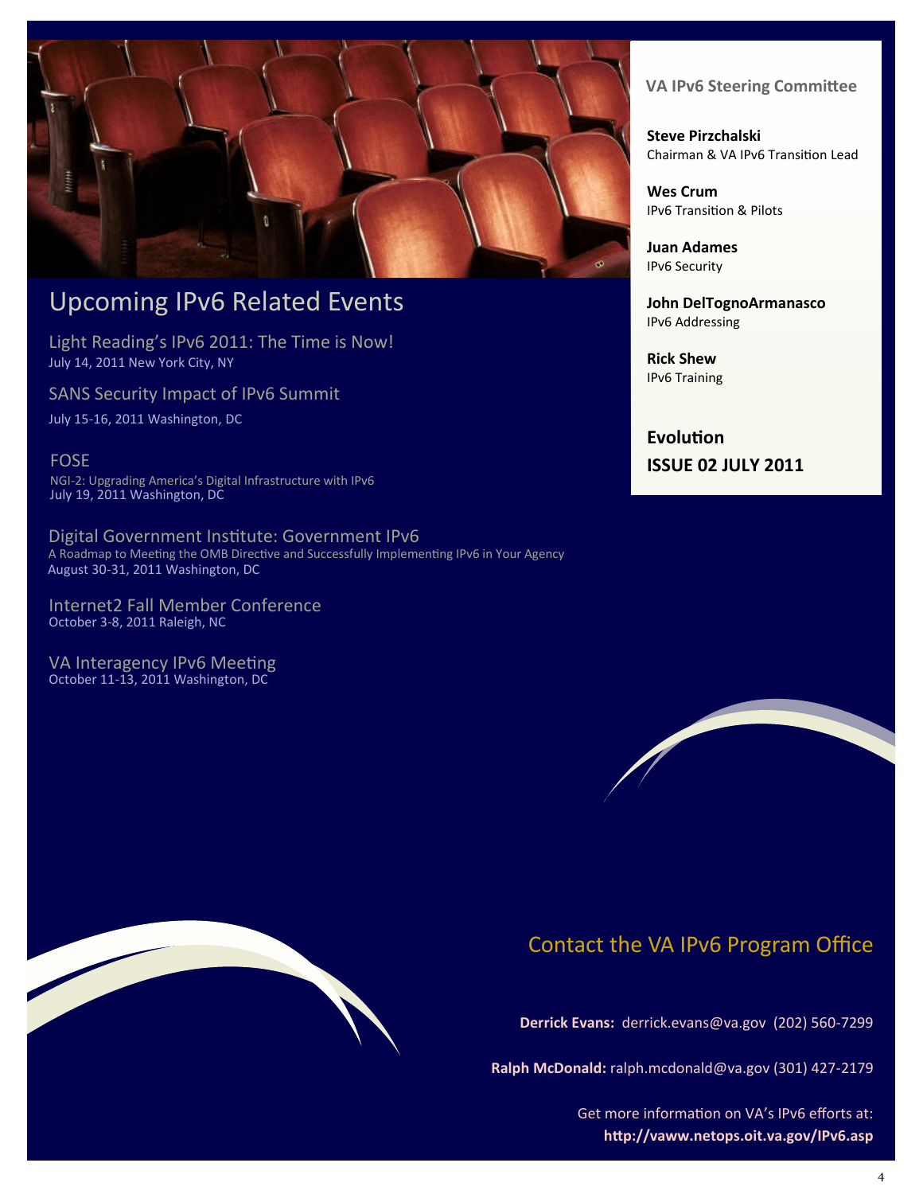## Upcoming IPv6 Related Events

### Light Reading's IPv6 2011: The Time is Now!

July 14, 2011 New York City, NY

### SANS Security Impact of IPv6 Summit

July 15-16, 2011 Washington, DC

### FOSE

NGI-2: Upgrading America's Digital Infrastructure with IPv6

July 19, 2011 Washington, DC

### Digital Government Institute: Government IPv6

A Roadmap to Meeting the OMB Directive and Successfully Implementing IPv6 in Your Agency

August 30-31, 2011 Washington, DC

### Internet2 Fall Member Conference

October 3-8, 2011 Raleigh, NC

### VA Interagency IPv6 Meeting

October 11-13, 2011 Washington, DC

## VA IPv6 Steering Committee

**Steve Pirzchalski**
Chairman & VA IPv6 Transition Lead

**Wes Crum**
IPv6 Transition & Pilots

**Juan Adames**
IPv6 Security

**John DelTognoArmanasco**
IPv6 Addressing

**Rick Shew**
IPv6 Training

**Evolution**
**ISSUE 02 JULY 2011**

## Contact the VA IPv6 Program Office

**Derrick Evans:** derrick.evans@va.gov (202) 560-7299

**Ralph McDonald:** ralph.mcdonald@va.gov (301) 427-2179

Get more information on VA's IPv6 efforts at:
**http://vaww.netops.oit.va.gov/IPv6.asp**